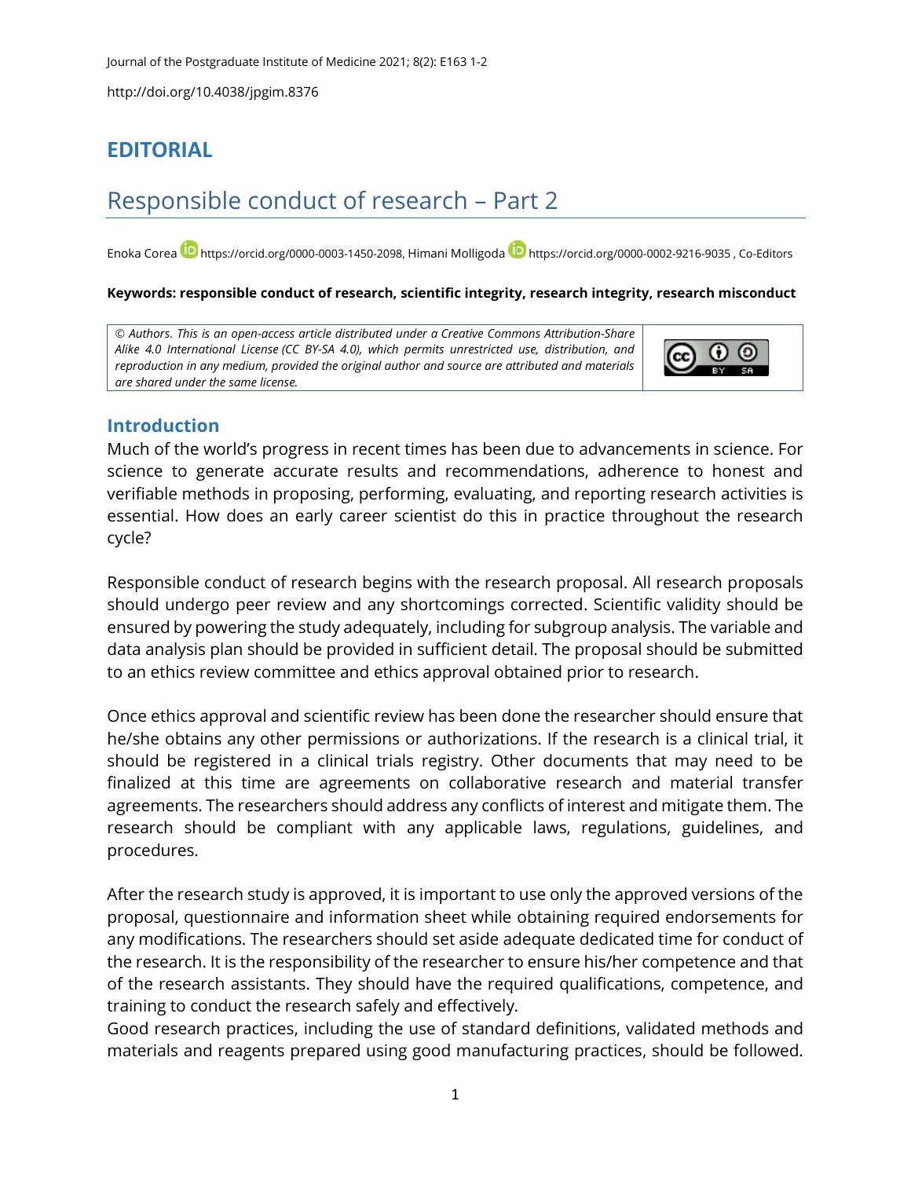# EDITORIAL

## Responsible conduct of research – Part 2

Enoka Corea https://orcid.org/0000-0003-1450-2098, Himani Molligoda https://orcid.org/0000-0002-9216-9035 , Co-Editors

**Keywords: responsible conduct of research, scientific integrity, research integrity, research misconduct**

*© Authors. This is an open-access article distributed under a Creative Commons Attribution-Share Alike 4.0 International License (CC BY-SA 4.0), which permits unrestricted use, distribution, and reproduction in any medium, provided the original author and source are attributed and materials are shared under the same license.*

### Introduction

Much of the world's progress in recent times has been due to advancements in science. For science to generate accurate results and recommendations, adherence to honest and verifiable methods in proposing, performing, evaluating, and reporting research activities is essential. How does an early career scientist do this in practice throughout the research cycle?

Responsible conduct of research begins with the research proposal. All research proposals should undergo peer review and any shortcomings corrected. Scientific validity should be ensured by powering the study adequately, including for subgroup analysis. The variable and data analysis plan should be provided in sufficient detail. The proposal should be submitted to an ethics review committee and ethics approval obtained prior to research.

Once ethics approval and scientific review has been done the researcher should ensure that he/she obtains any other permissions or authorizations. If the research is a clinical trial, it should be registered in a clinical trials registry. Other documents that may need to be finalized at this time are agreements on collaborative research and material transfer agreements. The researchers should address any conflicts of interest and mitigate them. The research should be compliant with any applicable laws, regulations, guidelines, and procedures.

After the research study is approved, it is important to use only the approved versions of the proposal, questionnaire and information sheet while obtaining required endorsements for any modifications. The researchers should set aside adequate dedicated time for conduct of the research. It is the responsibility of the researcher to ensure his/her competence and that of the research assistants. They should have the required qualifications, competence, and training to conduct the research safely and effectively.

Good research practices, including the use of standard definitions, validated methods and materials and reagents prepared using good manufacturing practices, should be followed.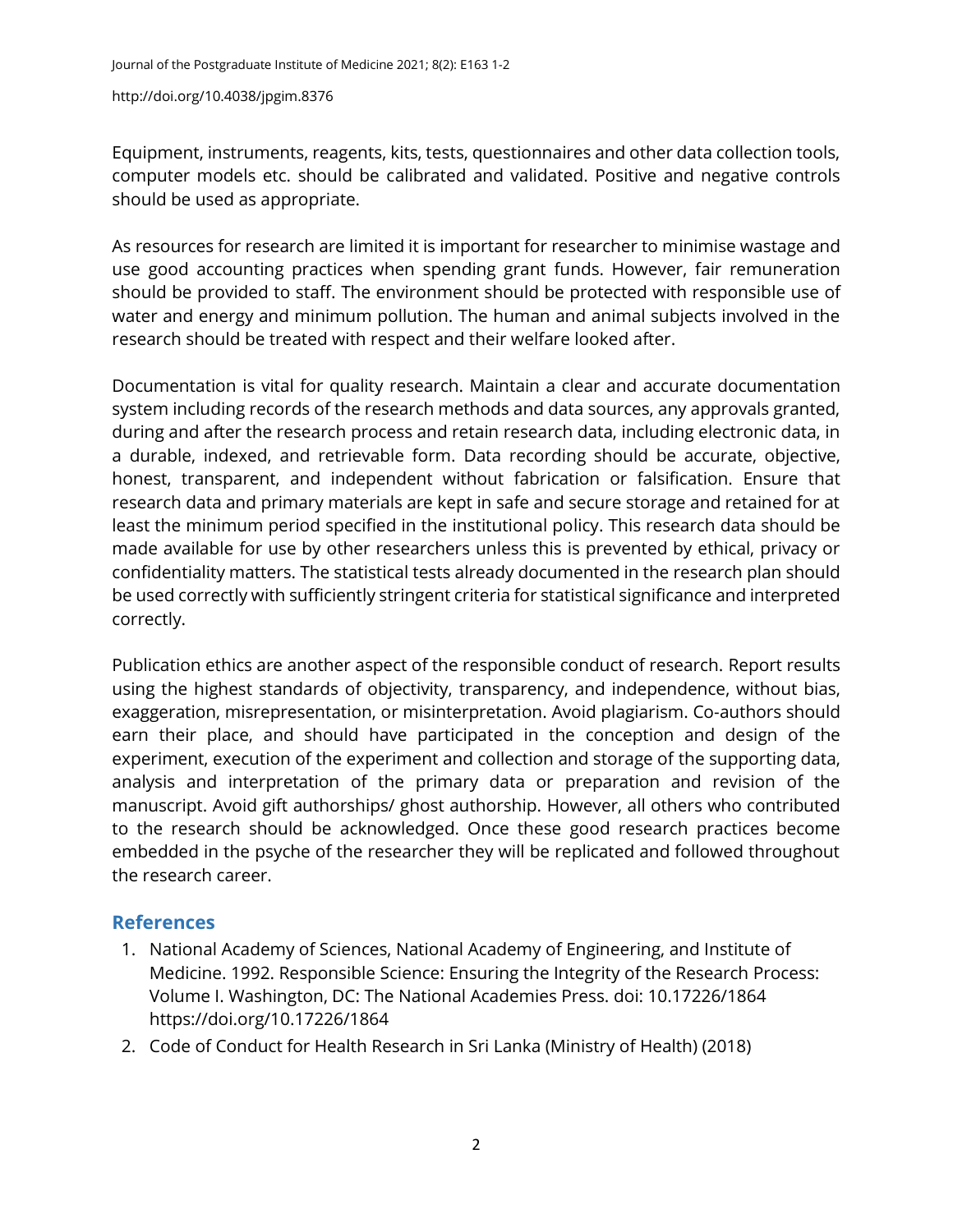Equipment, instruments, reagents, kits, tests, questionnaires and other data collection tools, computer models etc. should be calibrated and validated. Positive and negative controls should be used as appropriate.

As resources for research are limited it is important for researcher to minimise wastage and use good accounting practices when spending grant funds. However, fair remuneration should be provided to staff. The environment should be protected with responsible use of water and energy and minimum pollution. The human and animal subjects involved in the research should be treated with respect and their welfare looked after.

Documentation is vital for quality research. Maintain a clear and accurate documentation system including records of the research methods and data sources, any approvals granted, during and after the research process and retain research data, including electronic data, in a durable, indexed, and retrievable form. Data recording should be accurate, objective, honest, transparent, and independent without fabrication or falsification. Ensure that research data and primary materials are kept in safe and secure storage and retained for at least the minimum period specified in the institutional policy. This research data should be made available for use by other researchers unless this is prevented by ethical, privacy or confidentiality matters. The statistical tests already documented in the research plan should be used correctly with sufficiently stringent criteria for statistical significance and interpreted correctly.

Publication ethics are another aspect of the responsible conduct of research. Report results using the highest standards of objectivity, transparency, and independence, without bias, exaggeration, misrepresentation, or misinterpretation. Avoid plagiarism. Co-authors should earn their place, and should have participated in the conception and design of the experiment, execution of the experiment and collection and storage of the supporting data, analysis and interpretation of the primary data or preparation and revision of the manuscript. Avoid gift authorships/ ghost authorship. However, all others who contributed to the research should be acknowledged. Once these good research practices become embedded in the psyche of the researcher they will be replicated and followed throughout the research career.

## References

1. National Academy of Sciences, National Academy of Engineering, and Institute of Medicine. 1992. Responsible Science: Ensuring the Integrity of the Research Process: Volume I. Washington, DC: The National Academies Press. doi: 10.17226/1864 https://doi.org/10.17226/1864
2. Code of Conduct for Health Research in Sri Lanka (Ministry of Health) (2018)